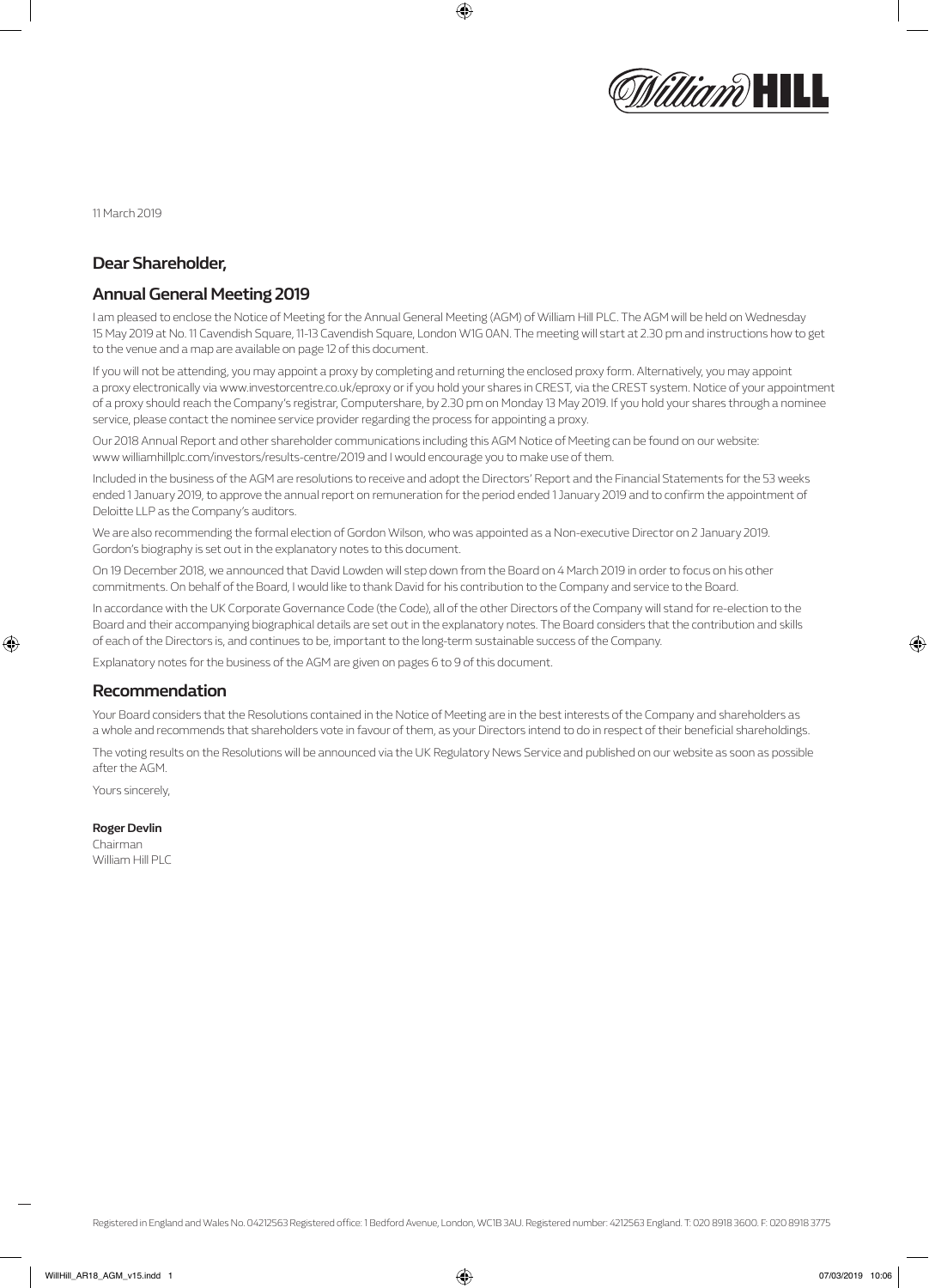William HILL

11 March 2019

## Dear Shareholder,

## Annual General Meeting 2019

I am pleased to enclose the Notice of Meeting for the Annual General Meeting (AGM) of William Hill PLC. The AGM will be held on Wednesday 15 May 2019 at No. 11 Cavendish Square, 11-13 Cavendish Square, London W1G 0AN. The meeting will start at 2.30 pm and instructions how to get to the venue and a map are available on page 12 of this document.

If you will not be attending, you may appoint a proxy by completing and returning the enclosed proxy form. Alternatively, you may appoint a proxy electronically via www.investorcentre.co.uk/eproxy or if you hold your shares in CREST, via the CREST system. Notice of your appointment of a proxy should reach the Company's registrar, Computershare, by 2.30 pm on Monday 13 May 2019. If you hold your shares through a nominee service, please contact the nominee service provider regarding the process for appointing a proxy.

Our 2018 Annual Report and other shareholder communications including this AGM Notice of Meeting can be found on our website: www williamhillplc.com/investors/results-centre/2019 and I would encourage you to make use of them.

Included in the business of the AGM are resolutions to receive and adopt the Directors' Report and the Financial Statements for the 53 weeks ended 1 January 2019, to approve the annual report on remuneration for the period ended 1 January 2019 and to confirm the appointment of Deloitte LLP as the Company's auditors.

We are also recommending the formal election of Gordon Wilson, who was appointed as a Non-executive Director on 2 January 2019. Gordon's biography is set out in the explanatory notes to this document.

On 19 December 2018, we announced that David Lowden will step down from the Board on 4 March 2019 in order to focus on his other commitments. On behalf of the Board, I would like to thank David for his contribution to the Company and service to the Board.

In accordance with the UK Corporate Governance Code (the Code), all of the other Directors of the Company will stand for re-election to the Board and their accompanying biographical details are set out in the explanatory notes. The Board considers that the contribution and skills of each of the Directors is, and continues to be, important to the long-term sustainable success of the Company.

Explanatory notes for the business of the AGM are given on pages 6 to 9 of this document.

## Recommendation

Your Board considers that the Resolutions contained in the Notice of Meeting are in the best interests of the Company and shareholders as a whole and recommends that shareholders vote in favour of them, as your Directors intend to do in respect of their beneficial shareholdings.

The voting results on the Resolutions will be announced via the UK Regulatory News Service and published on our website as soon as possible after the AGM.

Yours sincerely,

**Roger Devlin**
Chairman
William Hill PLC

Registered in England and Wales No. 04212563 Registered office: 1 Bedford Avenue, London, WC1B 3AU. Registered number: 4212563 England. T: 020 8918 3600. F: 020 8918 3775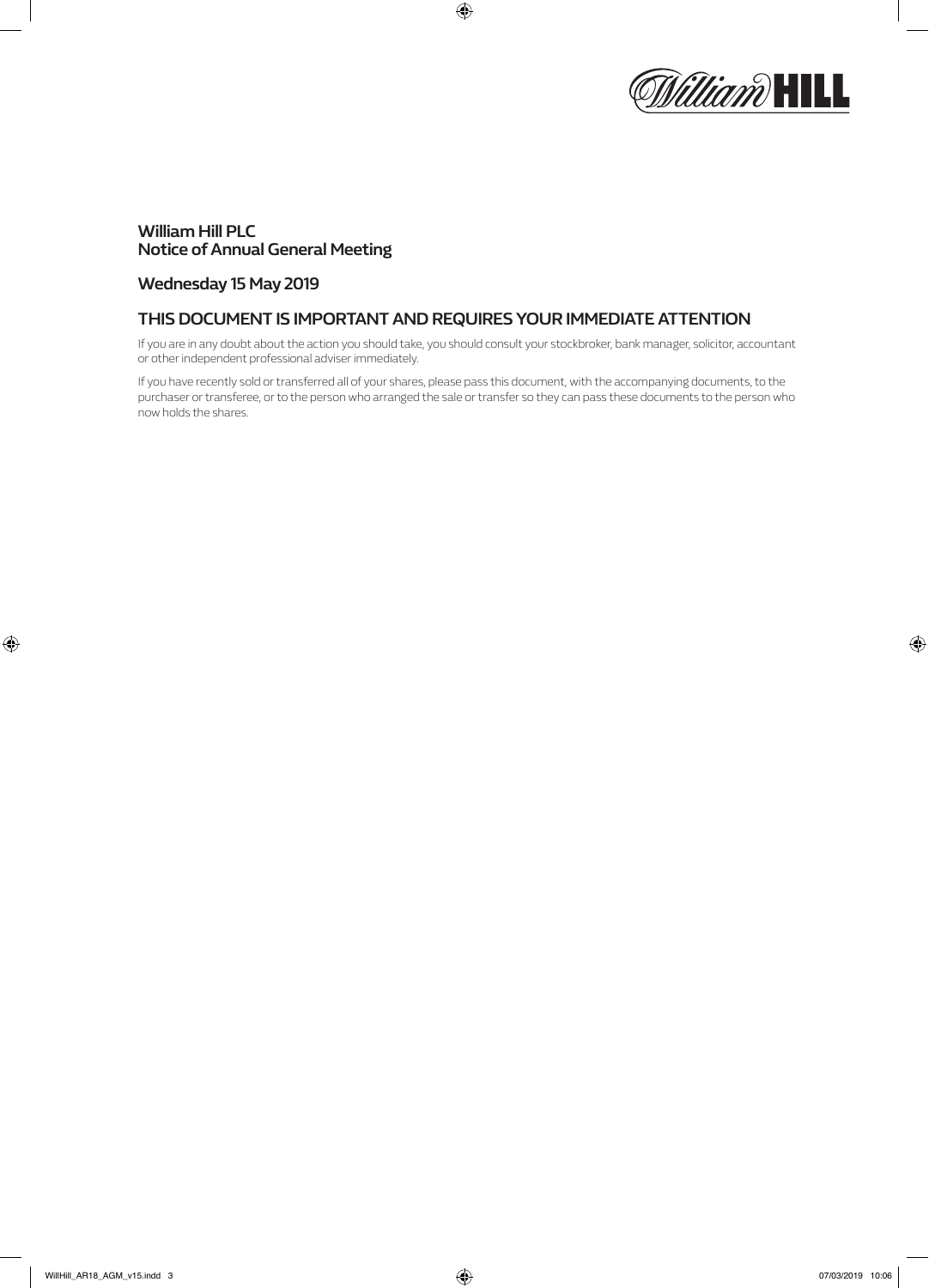# William Hill PLC
# Notice of Annual General Meeting

## Wednesday 15 May 2019

## THIS DOCUMENT IS IMPORTANT AND REQUIRES YOUR IMMEDIATE ATTENTION

If you are in any doubt about the action you should take, you should consult your stockbroker, bank manager, solicitor, accountant or other independent professional adviser immediately.

If you have recently sold or transferred all of your shares, please pass this document, with the accompanying documents, to the purchaser or transferee, or to the person who arranged the sale or transfer so they can pass these documents to the person who now holds the shares.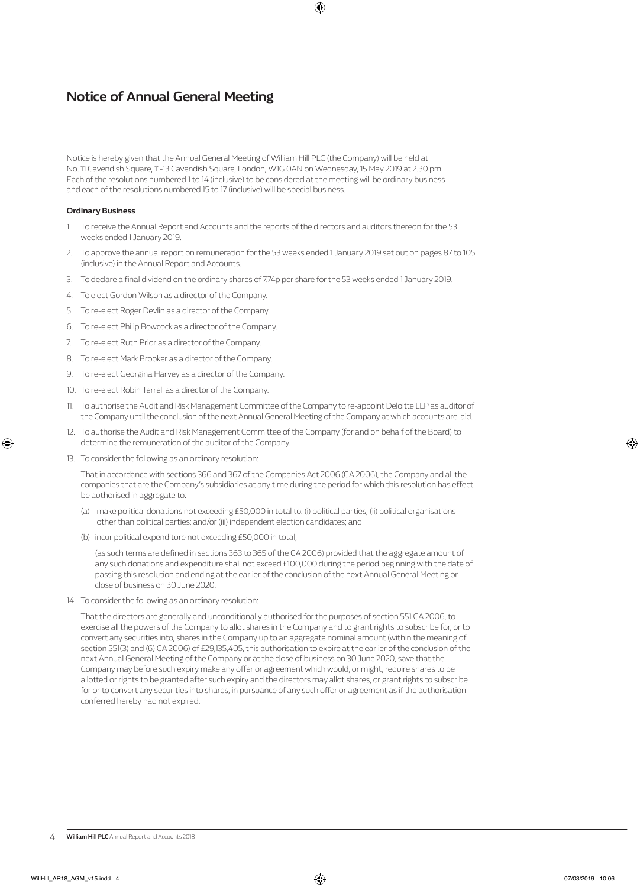# Notice of Annual General Meeting

Notice is hereby given that the Annual General Meeting of William Hill PLC (the Company) will be held at No. 11 Cavendish Square, 11-13 Cavendish Square, London, W1G 0AN on Wednesday, 15 May 2019 at 2.30 pm. Each of the resolutions numbered 1 to 14 (inclusive) to be considered at the meeting will be ordinary business and each of the resolutions numbered 15 to 17 (inclusive) will be special business.

**Ordinary Business**

1. To receive the Annual Report and Accounts and the reports of the directors and auditors thereon for the 53 weeks ended 1 January 2019.
2. To approve the annual report on remuneration for the 53 weeks ended 1 January 2019 set out on pages 87 to 105 (inclusive) in the Annual Report and Accounts.
3. To declare a final dividend on the ordinary shares of 7.74p per share for the 53 weeks ended 1 January 2019.
4. To elect Gordon Wilson as a director of the Company.
5. To re-elect Roger Devlin as a director of the Company
6. To re-elect Philip Bowcock as a director of the Company.
7. To re-elect Ruth Prior as a director of the Company.
8. To re-elect Mark Brooker as a director of the Company.
9. To re-elect Georgina Harvey as a director of the Company.
10. To re-elect Robin Terrell as a director of the Company.
11. To authorise the Audit and Risk Management Committee of the Company to re-appoint Deloitte LLP as auditor of the Company until the conclusion of the next Annual General Meeting of the Company at which accounts are laid.
12. To authorise the Audit and Risk Management Committee of the Company (for and on behalf of the Board) to determine the remuneration of the auditor of the Company.
13. To consider the following as an ordinary resolution:

    That in accordance with sections 366 and 367 of the Companies Act 2006 (CA 2006), the Company and all the companies that are the Company's subsidiaries at any time during the period for which this resolution has effect be authorised in aggregate to:

    (a) make political donations not exceeding £50,000 in total to: (i) political parties; (ii) political organisations other than political parties; and/or (iii) independent election candidates; and

    (b) incur political expenditure not exceeding £50,000 in total,

    (as such terms are defined in sections 363 to 365 of the CA 2006) provided that the aggregate amount of any such donations and expenditure shall not exceed £100,000 during the period beginning with the date of passing this resolution and ending at the earlier of the conclusion of the next Annual General Meeting or close of business on 30 June 2020.

14. To consider the following as an ordinary resolution:

    That the directors are generally and unconditionally authorised for the purposes of section 551 CA 2006, to exercise all the powers of the Company to allot shares in the Company and to grant rights to subscribe for, or to convert any securities into, shares in the Company up to an aggregate nominal amount (within the meaning of section 551(3) and (6) CA 2006) of £29,135,405, this authorisation to expire at the earlier of the conclusion of the next Annual General Meeting of the Company or at the close of business on 30 June 2020, save that the Company may before such expiry make any offer or agreement which would, or might, require shares to be allotted or rights to be granted after such expiry and the directors may allot shares, or grant rights to subscribe for or to convert any securities into shares, in pursuance of any such offer or agreement as if the authorisation conferred hereby had not expired.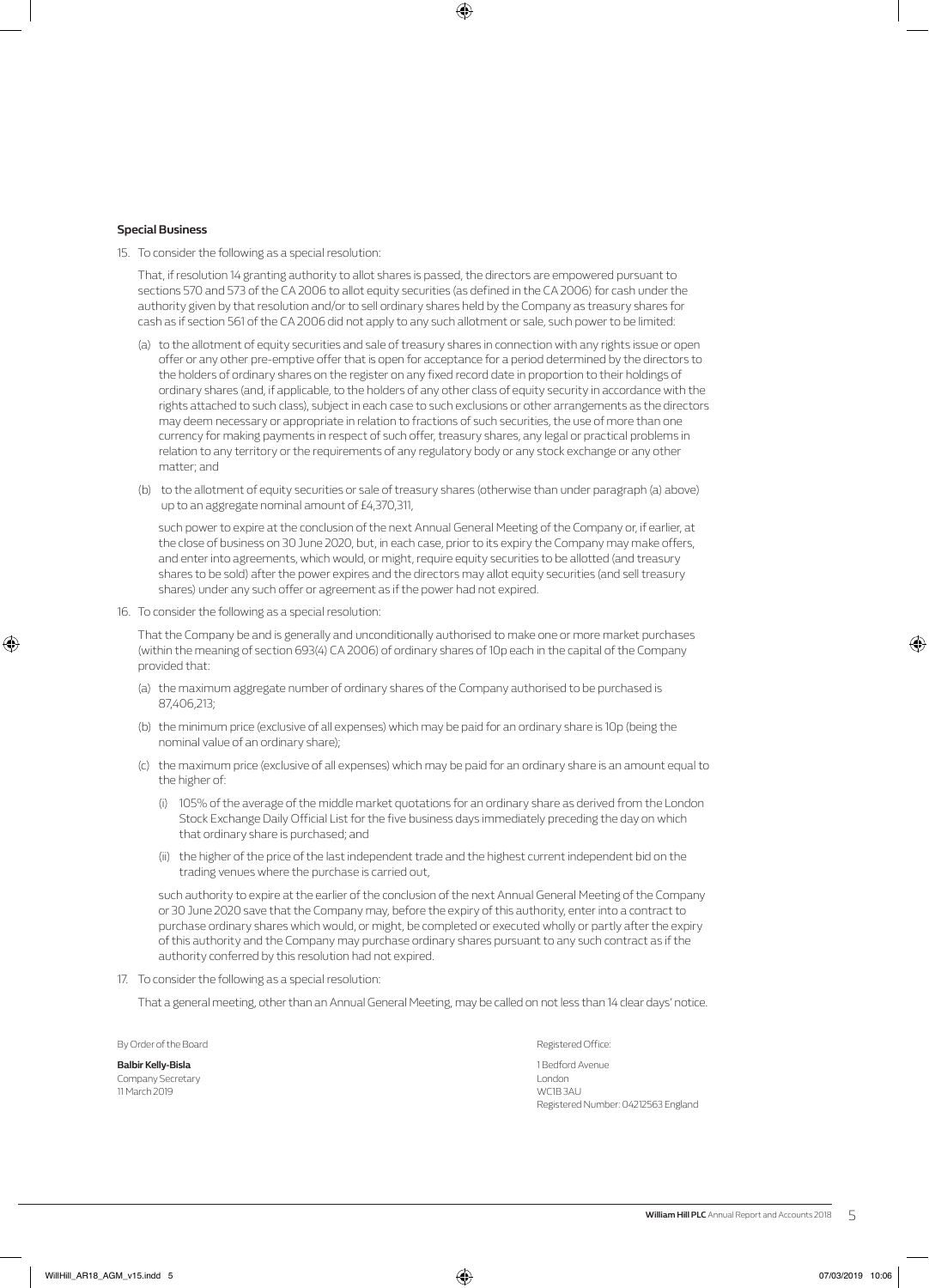**Special Business**

15. To consider the following as a special resolution:

    That, if resolution 14 granting authority to allot shares is passed, the directors are empowered pursuant to sections 570 and 573 of the CA 2006 to allot equity securities (as defined in the CA 2006) for cash under the authority given by that resolution and/or to sell ordinary shares held by the Company as treasury shares for cash as if section 561 of the CA 2006 did not apply to any such allotment or sale, such power to be limited:

    (a) to the allotment of equity securities and sale of treasury shares in connection with any rights issue or open offer or any other pre-emptive offer that is open for acceptance for a period determined by the directors to the holders of ordinary shares on the register on any fixed record date in proportion to their holdings of ordinary shares (and, if applicable, to the holders of any other class of equity security in accordance with the rights attached to such class), subject in each case to such exclusions or other arrangements as the directors may deem necessary or appropriate in relation to fractions of such securities, the use of more than one currency for making payments in respect of such offer, treasury shares, any legal or practical problems in relation to any territory or the requirements of any regulatory body or any stock exchange or any other matter; and

    (b) to the allotment of equity securities or sale of treasury shares (otherwise than under paragraph (a) above) up to an aggregate nominal amount of £4,370,311,

    such power to expire at the conclusion of the next Annual General Meeting of the Company or, if earlier, at the close of business on 30 June 2020, but, in each case, prior to its expiry the Company may make offers, and enter into agreements, which would, or might, require equity securities to be allotted (and treasury shares to be sold) after the power expires and the directors may allot equity securities (and sell treasury shares) under any such offer or agreement as if the power had not expired.

16. To consider the following as a special resolution:

    That the Company be and is generally and unconditionally authorised to make one or more market purchases (within the meaning of section 693(4) CA 2006) of ordinary shares of 10p each in the capital of the Company provided that:

    (a) the maximum aggregate number of ordinary shares of the Company authorised to be purchased is 87,406,213;

    (b) the minimum price (exclusive of all expenses) which may be paid for an ordinary share is 10p (being the nominal value of an ordinary share);

    (c) the maximum price (exclusive of all expenses) which may be paid for an ordinary share is an amount equal to the higher of:

       (i) 105% of the average of the middle market quotations for an ordinary share as derived from the London Stock Exchange Daily Official List for the five business days immediately preceding the day on which that ordinary share is purchased; and

       (ii) the higher of the price of the last independent trade and the highest current independent bid on the trading venues where the purchase is carried out,

    such authority to expire at the earlier of the conclusion of the next Annual General Meeting of the Company or 30 June 2020 save that the Company may, before the expiry of this authority, enter into a contract to purchase ordinary shares which would, or might, be completed or executed wholly or partly after the expiry of this authority and the Company may purchase ordinary shares pursuant to any such contract as if the authority conferred by this resolution had not expired.

17. To consider the following as a special resolution:

    That a general meeting, other than an Annual General Meeting, may be called on not less than 14 clear days' notice.

By Order of the Board

**Balbir Kelly-Bisla**
Company Secretary
11 March 2019

Registered Office:

1 Bedford Avenue
London
WC1B 3AU
Registered Number: 04212563 England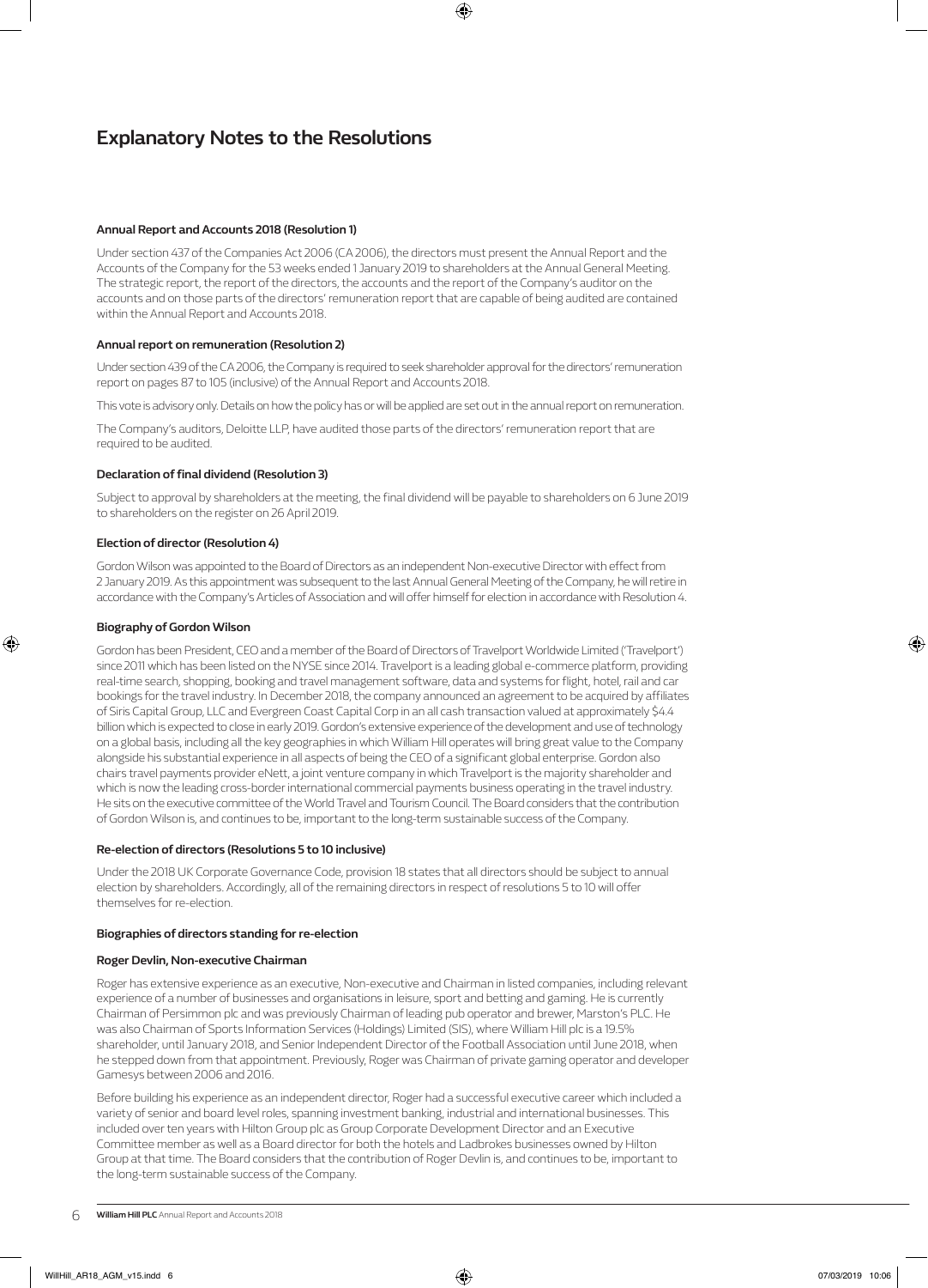# Explanatory Notes to the Resolutions

### Annual Report and Accounts 2018 (Resolution 1)

Under section 437 of the Companies Act 2006 (CA 2006), the directors must present the Annual Report and the Accounts of the Company for the 53 weeks ended 1 January 2019 to shareholders at the Annual General Meeting. The strategic report, the report of the directors, the accounts and the report of the Company's auditor on the accounts and on those parts of the directors' remuneration report that are capable of being audited are contained within the Annual Report and Accounts 2018.

### Annual report on remuneration (Resolution 2)

Under section 439 of the CA 2006, the Company is required to seek shareholder approval for the directors' remuneration report on pages 87 to 105 (inclusive) of the Annual Report and Accounts 2018.

This vote is advisory only. Details on how the policy has or will be applied are set out in the annual report on remuneration.

The Company's auditors, Deloitte LLP, have audited those parts of the directors' remuneration report that are required to be audited.

### Declaration of final dividend (Resolution 3)

Subject to approval by shareholders at the meeting, the final dividend will be payable to shareholders on 6 June 2019 to shareholders on the register on 26 April 2019.

### Election of director (Resolution 4)

Gordon Wilson was appointed to the Board of Directors as an independent Non-executive Director with effect from 2 January 2019. As this appointment was subsequent to the last Annual General Meeting of the Company, he will retire in accordance with the Company's Articles of Association and will offer himself for election in accordance with Resolution 4.

### Biography of Gordon Wilson

Gordon has been President, CEO and a member of the Board of Directors of Travelport Worldwide Limited ('Travelport') since 2011 which has been listed on the NYSE since 2014. Travelport is a leading global e-commerce platform, providing real-time search, shopping, booking and travel management software, data and systems for flight, hotel, rail and car bookings for the travel industry. In December 2018, the company announced an agreement to be acquired by affiliates of Siris Capital Group, LLC and Evergreen Coast Capital Corp in an all cash transaction valued at approximately $4.4 billion which is expected to close in early 2019. Gordon's extensive experience of the development and use of technology on a global basis, including all the key geographies in which William Hill operates will bring great value to the Company alongside his substantial experience in all aspects of being the CEO of a significant global enterprise. Gordon also chairs travel payments provider eNett, a joint venture company in which Travelport is the majority shareholder and which is now the leading cross-border international commercial payments business operating in the travel industry. He sits on the executive committee of the World Travel and Tourism Council. The Board considers that the contribution of Gordon Wilson is, and continues to be, important to the long-term sustainable success of the Company.

### Re-election of directors (Resolutions 5 to 10 inclusive)

Under the 2018 UK Corporate Governance Code, provision 18 states that all directors should be subject to annual election by shareholders. Accordingly, all of the remaining directors in respect of resolutions 5 to 10 will offer themselves for re-election.

### Biographies of directors standing for re-election

#### Roger Devlin, Non-executive Chairman

Roger has extensive experience as an executive, Non-executive and Chairman in listed companies, including relevant experience of a number of businesses and organisations in leisure, sport and betting and gaming. He is currently Chairman of Persimmon plc and was previously Chairman of leading pub operator and brewer, Marston's PLC. He was also Chairman of Sports Information Services (Holdings) Limited (SIS), where William Hill plc is a 19.5% shareholder, until January 2018, and Senior Independent Director of the Football Association until June 2018, when he stepped down from that appointment. Previously, Roger was Chairman of private gaming operator and developer Gamesys between 2006 and 2016.

Before building his experience as an independent director, Roger had a successful executive career which included a variety of senior and board level roles, spanning investment banking, industrial and international businesses. This included over ten years with Hilton Group plc as Group Corporate Development Director and an Executive Committee member as well as a Board director for both the hotels and Ladbrokes businesses owned by Hilton Group at that time. The Board considers that the contribution of Roger Devlin is, and continues to be, important to the long-term sustainable success of the Company.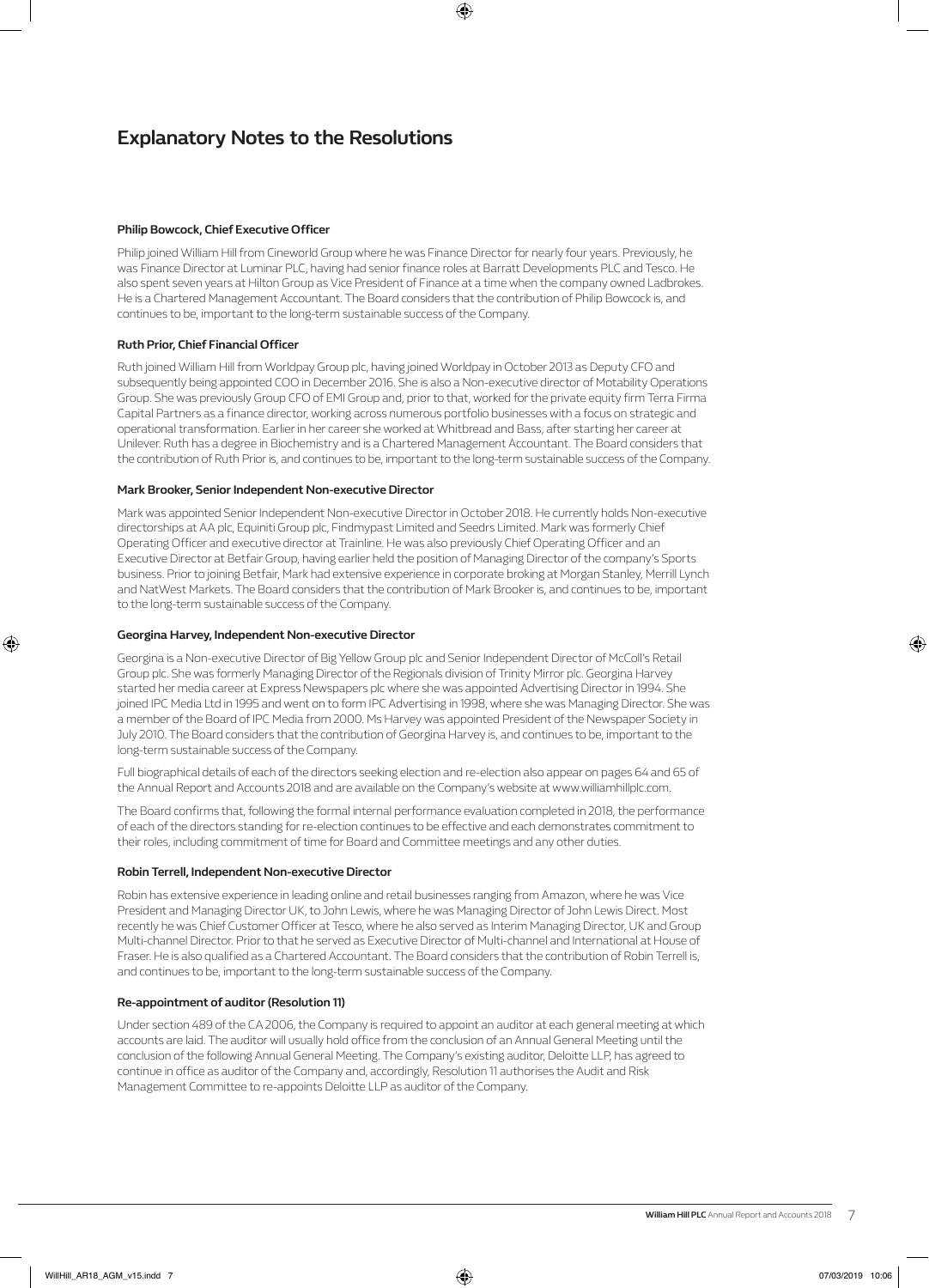# Explanatory Notes to the Resolutions

**Philip Bowcock, Chief Executive Officer**

Philip joined William Hill from Cineworld Group where he was Finance Director for nearly four years. Previously, he was Finance Director at Luminar PLC, having had senior finance roles at Barratt Developments PLC and Tesco. He also spent seven years at Hilton Group as Vice President of Finance at a time when the company owned Ladbrokes. He is a Chartered Management Accountant. The Board considers that the contribution of Philip Bowcock is, and continues to be, important to the long-term sustainable success of the Company.

**Ruth Prior, Chief Financial Officer**

Ruth joined William Hill from Worldpay Group plc, having joined Worldpay in October 2013 as Deputy CFO and subsequently being appointed COO in December 2016. She is also a Non-executive director of Motability Operations Group. She was previously Group CFO of EMI Group and, prior to that, worked for the private equity firm Terra Firma Capital Partners as a finance director, working across numerous portfolio businesses with a focus on strategic and operational transformation. Earlier in her career she worked at Whitbread and Bass, after starting her career at Unilever. Ruth has a degree in Biochemistry and is a Chartered Management Accountant. The Board considers that the contribution of Ruth Prior is, and continues to be, important to the long-term sustainable success of the Company.

**Mark Brooker, Senior Independent Non-executive Director**

Mark was appointed Senior Independent Non-executive Director in October 2018. He currently holds Non-executive directorships at AA plc, Equiniti Group plc, Findmypast Limited and Seedrs Limited. Mark was formerly Chief Operating Officer and executive director at Trainline. He was also previously Chief Operating Officer and an Executive Director at Betfair Group, having earlier held the position of Managing Director of the company's Sports business. Prior to joining Betfair, Mark had extensive experience in corporate broking at Morgan Stanley, Merrill Lynch and NatWest Markets. The Board considers that the contribution of Mark Brooker is, and continues to be, important to the long-term sustainable success of the Company.

**Georgina Harvey, Independent Non-executive Director**

Georgina is a Non-executive Director of Big Yellow Group plc and Senior Independent Director of McColl's Retail Group plc. She was formerly Managing Director of the Regionals division of Trinity Mirror plc. Georgina Harvey started her media career at Express Newspapers plc where she was appointed Advertising Director in 1994. She joined IPC Media Ltd in 1995 and went on to form IPC Advertising in 1998, where she was Managing Director. She was a member of the Board of IPC Media from 2000. Ms Harvey was appointed President of the Newspaper Society in July 2010. The Board considers that the contribution of Georgina Harvey is, and continues to be, important to the long-term sustainable success of the Company.

Full biographical details of each of the directors seeking election and re-election also appear on pages 64 and 65 of the Annual Report and Accounts 2018 and are available on the Company's website at www.williamhillplc.com.

The Board confirms that, following the formal internal performance evaluation completed in 2018, the performance of each of the directors standing for re-election continues to be effective and each demonstrates commitment to their roles, including commitment of time for Board and Committee meetings and any other duties.

**Robin Terrell, Independent Non-executive Director**

Robin has extensive experience in leading online and retail businesses ranging from Amazon, where he was Vice President and Managing Director UK, to John Lewis, where he was Managing Director of John Lewis Direct. Most recently he was Chief Customer Officer at Tesco, where he also served as Interim Managing Director, UK and Group Multi-channel Director. Prior to that he served as Executive Director of Multi-channel and International at House of Fraser. He is also qualified as a Chartered Accountant. The Board considers that the contribution of Robin Terrell is, and continues to be, important to the long-term sustainable success of the Company.

**Re-appointment of auditor (Resolution 11)**

Under section 489 of the CA 2006, the Company is required to appoint an auditor at each general meeting at which accounts are laid. The auditor will usually hold office from the conclusion of an Annual General Meeting until the conclusion of the following Annual General Meeting. The Company's existing auditor, Deloitte LLP, has agreed to continue in office as auditor of the Company and, accordingly, Resolution 11 authorises the Audit and Risk Management Committee to re-appoints Deloitte LLP as auditor of the Company.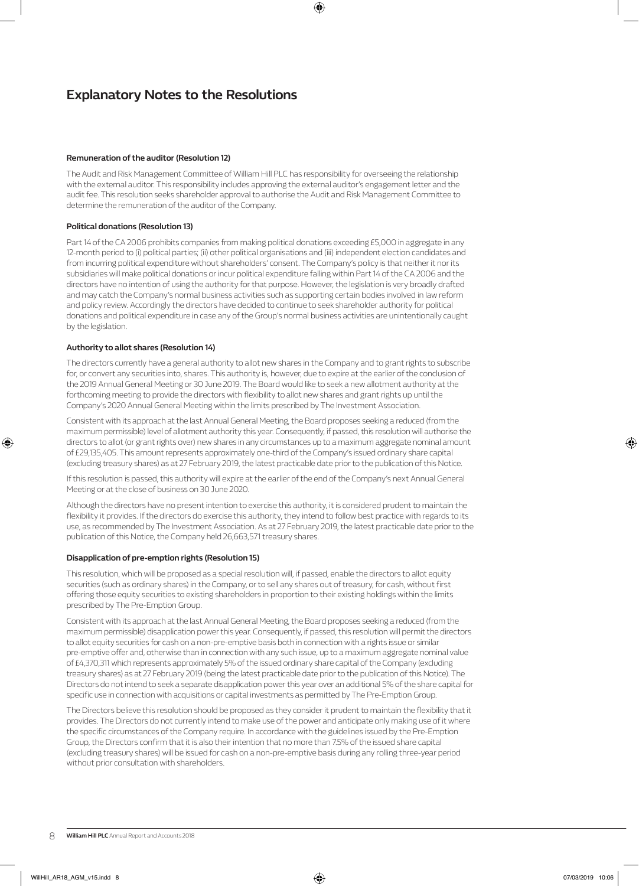# Explanatory Notes to the Resolutions

**Remuneration of the auditor (Resolution 12)**

The Audit and Risk Management Committee of William Hill PLC has responsibility for overseeing the relationship with the external auditor. This responsibility includes approving the external auditor's engagement letter and the audit fee. This resolution seeks shareholder approval to authorise the Audit and Risk Management Committee to determine the remuneration of the auditor of the Company.

**Political donations (Resolution 13)**

Part 14 of the CA 2006 prohibits companies from making political donations exceeding £5,000 in aggregate in any 12-month period to (i) political parties; (ii) other political organisations and (iii) independent election candidates and from incurring political expenditure without shareholders' consent. The Company's policy is that neither it nor its subsidiaries will make political donations or incur political expenditure falling within Part 14 of the CA 2006 and the directors have no intention of using the authority for that purpose. However, the legislation is very broadly drafted and may catch the Company's normal business activities such as supporting certain bodies involved in law reform and policy review. Accordingly the directors have decided to continue to seek shareholder authority for political donations and political expenditure in case any of the Group's normal business activities are unintentionally caught by the legislation.

**Authority to allot shares (Resolution 14)**

The directors currently have a general authority to allot new shares in the Company and to grant rights to subscribe for, or convert any securities into, shares. This authority is, however, due to expire at the earlier of the conclusion of the 2019 Annual General Meeting or 30 June 2019. The Board would like to seek a new allotment authority at the forthcoming meeting to provide the directors with flexibility to allot new shares and grant rights up until the Company's 2020 Annual General Meeting within the limits prescribed by The Investment Association.

Consistent with its approach at the last Annual General Meeting, the Board proposes seeking a reduced (from the maximum permissible) level of allotment authority this year. Consequently, if passed, this resolution will authorise the directors to allot (or grant rights over) new shares in any circumstances up to a maximum aggregate nominal amount of £29,135,405. This amount represents approximately one-third of the Company's issued ordinary share capital (excluding treasury shares) as at 27 February 2019, the latest practicable date prior to the publication of this Notice.

If this resolution is passed, this authority will expire at the earlier of the end of the Company's next Annual General Meeting or at the close of business on 30 June 2020.

Although the directors have no present intention to exercise this authority, it is considered prudent to maintain the flexibility it provides. If the directors do exercise this authority, they intend to follow best practice with regards to its use, as recommended by The Investment Association. As at 27 February 2019, the latest practicable date prior to the publication of this Notice, the Company held 26,663,571 treasury shares.

**Disapplication of pre-emption rights (Resolution 15)**

This resolution, which will be proposed as a special resolution will, if passed, enable the directors to allot equity securities (such as ordinary shares) in the Company, or to sell any shares out of treasury, for cash, without first offering those equity securities to existing shareholders in proportion to their existing holdings within the limits prescribed by The Pre-Emption Group.

Consistent with its approach at the last Annual General Meeting, the Board proposes seeking a reduced (from the maximum permissible) disapplication power this year. Consequently, if passed, this resolution will permit the directors to allot equity securities for cash on a non-pre-emptive basis both in connection with a rights issue or similar pre-emptive offer and, otherwise than in connection with any such issue, up to a maximum aggregate nominal value of £4,370,311 which represents approximately 5% of the issued ordinary share capital of the Company (excluding treasury shares) as at 27 February 2019 (being the latest practicable date prior to the publication of this Notice). The Directors do not intend to seek a separate disapplication power this year over an additional 5% of the share capital for specific use in connection with acquisitions or capital investments as permitted by The Pre-Emption Group.

The Directors believe this resolution should be proposed as they consider it prudent to maintain the flexibility that it provides. The Directors do not currently intend to make use of the power and anticipate only making use of it where the specific circumstances of the Company require. In accordance with the guidelines issued by the Pre-Emption Group, the Directors confirm that it is also their intention that no more than 7.5% of the issued share capital (excluding treasury shares) will be issued for cash on a non-pre-emptive basis during any rolling three-year period without prior consultation with shareholders.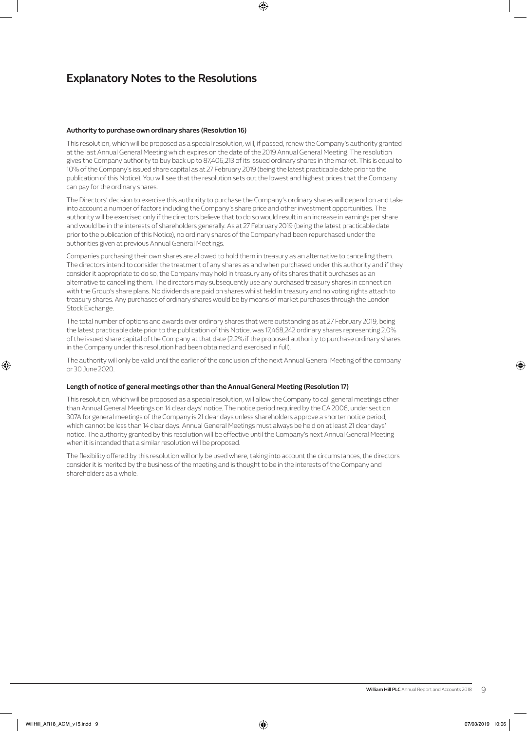# Explanatory Notes to the Resolutions

### Authority to purchase own ordinary shares (Resolution 16)

This resolution, which will be proposed as a special resolution, will, if passed, renew the Company's authority granted at the last Annual General Meeting which expires on the date of the 2019 Annual General Meeting. The resolution gives the Company authority to buy back up to 87,406,213 of its issued ordinary shares in the market. This is equal to 10% of the Company's issued share capital as at 27 February 2019 (being the latest practicable date prior to the publication of this Notice). You will see that the resolution sets out the lowest and highest prices that the Company can pay for the ordinary shares.

The Directors' decision to exercise this authority to purchase the Company's ordinary shares will depend on and take into account a number of factors including the Company's share price and other investment opportunities. The authority will be exercised only if the directors believe that to do so would result in an increase in earnings per share and would be in the interests of shareholders generally. As at 27 February 2019 (being the latest practicable date prior to the publication of this Notice), no ordinary shares of the Company had been repurchased under the authorities given at previous Annual General Meetings.

Companies purchasing their own shares are allowed to hold them in treasury as an alternative to cancelling them. The directors intend to consider the treatment of any shares as and when purchased under this authority and if they consider it appropriate to do so, the Company may hold in treasury any of its shares that it purchases as an alternative to cancelling them. The directors may subsequently use any purchased treasury shares in connection with the Group's share plans. No dividends are paid on shares whilst held in treasury and no voting rights attach to treasury shares. Any purchases of ordinary shares would be by means of market purchases through the London Stock Exchange.

The total number of options and awards over ordinary shares that were outstanding as at 27 February 2019, being the latest practicable date prior to the publication of this Notice, was 17,468,242 ordinary shares representing 2.0% of the issued share capital of the Company at that date (2.2% if the proposed authority to purchase ordinary shares in the Company under this resolution had been obtained and exercised in full).

The authority will only be valid until the earlier of the conclusion of the next Annual General Meeting of the company or 30 June 2020.

### Length of notice of general meetings other than the Annual General Meeting (Resolution 17)

This resolution, which will be proposed as a special resolution, will allow the Company to call general meetings other than Annual General Meetings on 14 clear days' notice. The notice period required by the CA 2006, under section 307A for general meetings of the Company is 21 clear days unless shareholders approve a shorter notice period, which cannot be less than 14 clear days. Annual General Meetings must always be held on at least 21 clear days' notice. The authority granted by this resolution will be effective until the Company's next Annual General Meeting when it is intended that a similar resolution will be proposed.

The flexibility offered by this resolution will only be used where, taking into account the circumstances, the directors consider it is merited by the business of the meeting and is thought to be in the interests of the Company and shareholders as a whole.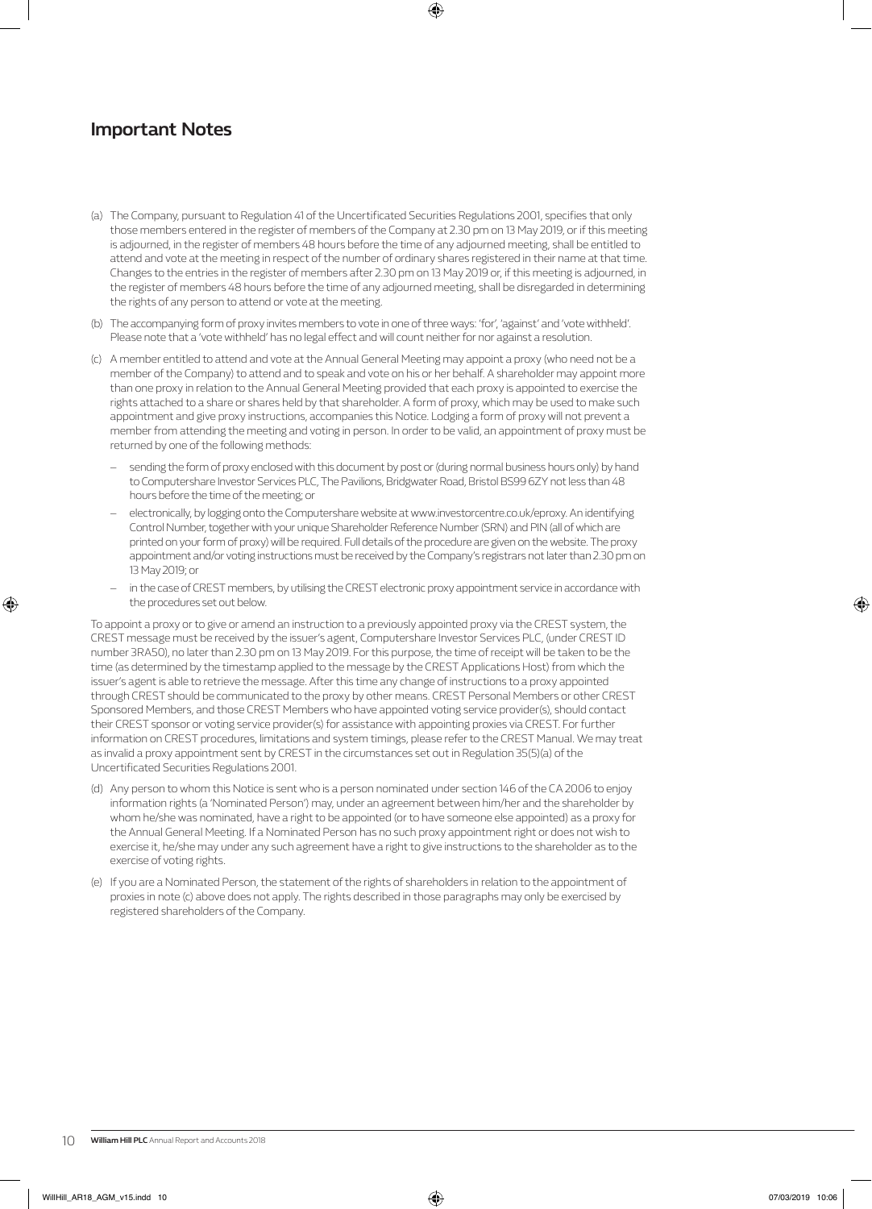## Important Notes

(a) The Company, pursuant to Regulation 41 of the Uncertificated Securities Regulations 2001, specifies that only those members entered in the register of members of the Company at 2.30 pm on 13 May 2019, or if this meeting is adjourned, in the register of members 48 hours before the time of any adjourned meeting, shall be entitled to attend and vote at the meeting in respect of the number of ordinary shares registered in their name at that time. Changes to the entries in the register of members after 2.30 pm on 13 May 2019 or, if this meeting is adjourned, in the register of members 48 hours before the time of any adjourned meeting, shall be disregarded in determining the rights of any person to attend or vote at the meeting.

(b) The accompanying form of proxy invites members to vote in one of three ways: 'for', 'against' and 'vote withheld'. Please note that a 'vote withheld' has no legal effect and will count neither for nor against a resolution.

(c) A member entitled to attend and vote at the Annual General Meeting may appoint a proxy (who need not be a member of the Company) to attend and to speak and vote on his or her behalf. A shareholder may appoint more than one proxy in relation to the Annual General Meeting provided that each proxy is appointed to exercise the rights attached to a share or shares held by that shareholder. A form of proxy, which may be used to make such appointment and give proxy instructions, accompanies this Notice. Lodging a form of proxy will not prevent a member from attending the meeting and voting in person. In order to be valid, an appointment of proxy must be returned by one of the following methods:

- sending the form of proxy enclosed with this document by post or (during normal business hours only) by hand to Computershare Investor Services PLC, The Pavilions, Bridgwater Road, Bristol BS99 6ZY not less than 48 hours before the time of the meeting; or
- electronically, by logging onto the Computershare website at www.investorcentre.co.uk/eproxy. An identifying Control Number, together with your unique Shareholder Reference Number (SRN) and PIN (all of which are printed on your form of proxy) will be required. Full details of the procedure are given on the website. The proxy appointment and/or voting instructions must be received by the Company's registrars not later than 2.30 pm on 13 May 2019; or
- in the case of CREST members, by utilising the CREST electronic proxy appointment service in accordance with the procedures set out below.

To appoint a proxy or to give or amend an instruction to a previously appointed proxy via the CREST system, the CREST message must be received by the issuer's agent, Computershare Investor Services PLC, (under CREST ID number 3RA50), no later than 2.30 pm on 13 May 2019. For this purpose, the time of receipt will be taken to be the time (as determined by the timestamp applied to the message by the CREST Applications Host) from which the issuer's agent is able to retrieve the message. After this time any change of instructions to a proxy appointed through CREST should be communicated to the proxy by other means. CREST Personal Members or other CREST Sponsored Members, and those CREST Members who have appointed voting service provider(s), should contact their CREST sponsor or voting service provider(s) for assistance with appointing proxies via CREST. For further information on CREST procedures, limitations and system timings, please refer to the CREST Manual. We may treat as invalid a proxy appointment sent by CREST in the circumstances set out in Regulation 35(5)(a) of the Uncertificated Securities Regulations 2001.

(d) Any person to whom this Notice is sent who is a person nominated under section 146 of the CA 2006 to enjoy information rights (a 'Nominated Person') may, under an agreement between him/her and the shareholder by whom he/she was nominated, have a right to be appointed (or to have someone else appointed) as a proxy for the Annual General Meeting. If a Nominated Person has no such proxy appointment right or does not wish to exercise it, he/she may under any such agreement have a right to give instructions to the shareholder as to the exercise of voting rights.

(e) If you are a Nominated Person, the statement of the rights of shareholders in relation to the appointment of proxies in note (c) above does not apply. The rights described in those paragraphs may only be exercised by registered shareholders of the Company.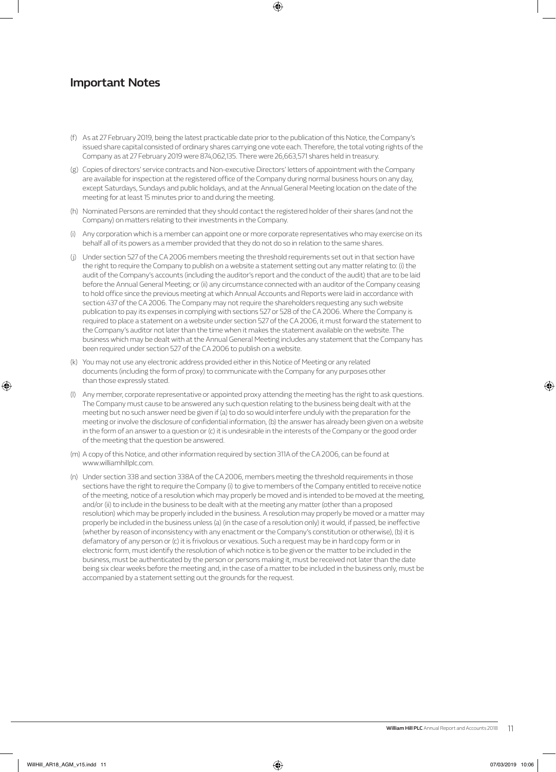## Important Notes

(f) As at 27 February 2019, being the latest practicable date prior to the publication of this Notice, the Company's issued share capital consisted of ordinary shares carrying one vote each. Therefore, the total voting rights of the Company as at 27 February 2019 were 874,062,135. There were 26,663,571 shares held in treasury.

(g) Copies of directors' service contracts and Non-executive Directors' letters of appointment with the Company are available for inspection at the registered office of the Company during normal business hours on any day, except Saturdays, Sundays and public holidays, and at the Annual General Meeting location on the date of the meeting for at least 15 minutes prior to and during the meeting.

(h) Nominated Persons are reminded that they should contact the registered holder of their shares (and not the Company) on matters relating to their investments in the Company.

(i) Any corporation which is a member can appoint one or more corporate representatives who may exercise on its behalf all of its powers as a member provided that they do not do so in relation to the same shares.

(j) Under section 527 of the CA 2006 members meeting the threshold requirements set out in that section have the right to require the Company to publish on a website a statement setting out any matter relating to: (i) the audit of the Company's accounts (including the auditor's report and the conduct of the audit) that are to be laid before the Annual General Meeting; or (ii) any circumstance connected with an auditor of the Company ceasing to hold office since the previous meeting at which Annual Accounts and Reports were laid in accordance with section 437 of the CA 2006. The Company may not require the shareholders requesting any such website publication to pay its expenses in complying with sections 527 or 528 of the CA 2006. Where the Company is required to place a statement on a website under section 527 of the CA 2006, it must forward the statement to the Company's auditor not later than the time when it makes the statement available on the website. The business which may be dealt with at the Annual General Meeting includes any statement that the Company has been required under section 527 of the CA 2006 to publish on a website.

(k) You may not use any electronic address provided either in this Notice of Meeting or any related documents (including the form of proxy) to communicate with the Company for any purposes other than those expressly stated.

(l) Any member, corporate representative or appointed proxy attending the meeting has the right to ask questions. The Company must cause to be answered any such question relating to the business being dealt with at the meeting but no such answer need be given if (a) to do so would interfere unduly with the preparation for the meeting or involve the disclosure of confidential information, (b) the answer has already been given on a website in the form of an answer to a question or (c) it is undesirable in the interests of the Company or the good order of the meeting that the question be answered.

(m) A copy of this Notice, and other information required by section 311A of the CA 2006, can be found at www.williamhillplc.com.

(n) Under section 338 and section 338A of the CA 2006, members meeting the threshold requirements in those sections have the right to require the Company (i) to give to members of the Company entitled to receive notice of the meeting, notice of a resolution which may properly be moved and is intended to be moved at the meeting, and/or (ii) to include in the business to be dealt with at the meeting any matter (other than a proposed resolution) which may be properly included in the business. A resolution may properly be moved or a matter may properly be included in the business unless (a) (in the case of a resolution only) it would, if passed, be ineffective (whether by reason of inconsistency with any enactment or the Company's constitution or otherwise), (b) it is defamatory of any person or (c) it is frivolous or vexatious. Such a request may be in hard copy form or in electronic form, must identify the resolution of which notice is to be given or the matter to be included in the business, must be authenticated by the person or persons making it, must be received not later than the date being six clear weeks before the meeting and, in the case of a matter to be included in the business only, must be accompanied by a statement setting out the grounds for the request.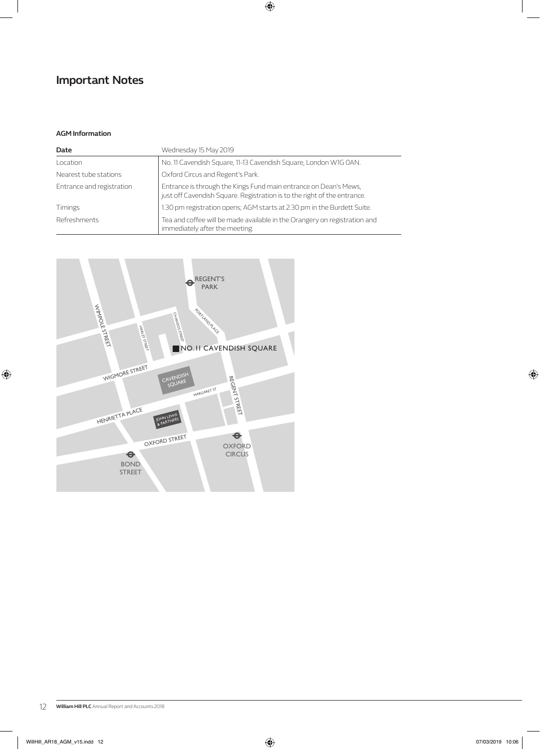# Important Notes

### AGM Information

| Date | Wednesday 15 May 2019 |
|---|---|
| Location | No. 11 Cavendish Square, 11-13 Cavendish Square, London W1G 0AN. |
| Nearest tube stations | Oxford Circus and Regent's Park. |
| Entrance and registration | Entrance is through the Kings Fund main entrance on Dean's Mews, just off Cavendish Square. Registration is to the right of the entrance. |
| Timings | 1.30 pm registration opens; AGM starts at 2.30 pm in the Burdett Suite. |
| Refreshments | Tea and coffee will be made available in the Orangery on registration and immediately after the meeting. |

REGENT'S PARK

WIMPOLE STREET

HARLEY STREET

CHANDOS STREET

PORTLAND PLACE

NO. 11 CAVENDISH SQUARE

WIGMORE STREET

CAVENDISH SQUARE

MARGARET ST

REGENT STREET

HENRIETTA PLACE

JOHN LEWIS & PARTNERS

OXFORD STREET

OXFORD CIRCUS

BOND STREET